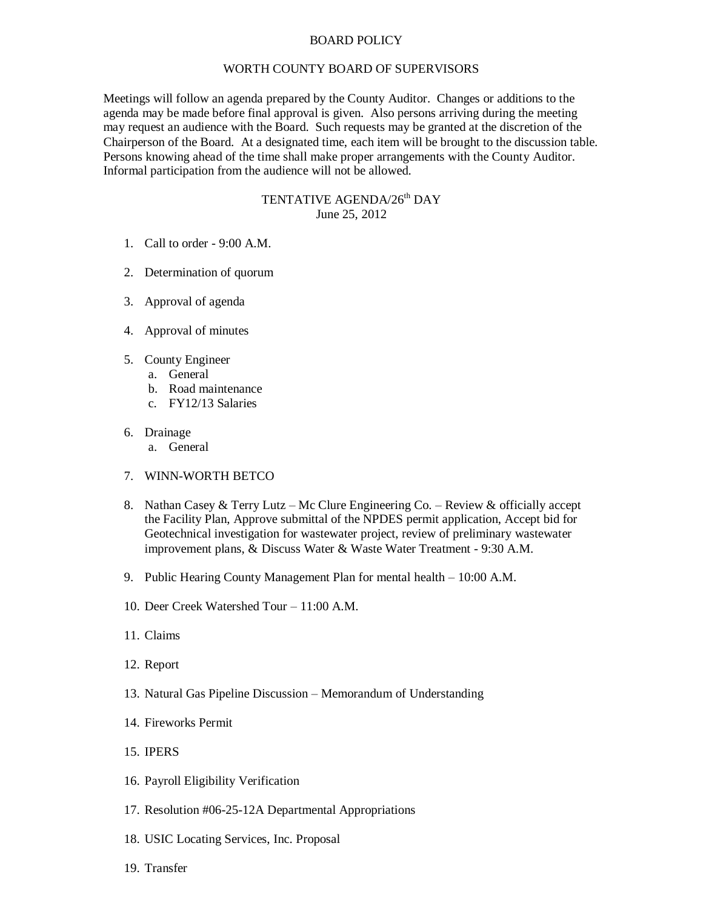# BOARD POLICY

## WORTH COUNTY BOARD OF SUPERVISORS

Meetings will follow an agenda prepared by the County Auditor. Changes or additions to the agenda may be made before final approval is given. Also persons arriving during the meeting may request an audience with the Board. Such requests may be granted at the discretion of the Chairperson of the Board. At a designated time, each item will be brought to the discussion table. Persons knowing ahead of the time shall make proper arrangements with the County Auditor. Informal participation from the audience will not be allowed.

### TENTATIVE AGENDA/26th DAY
June 25, 2012

1. Call to order - 9:00 A.M.

2. Determination of quorum

3. Approval of agenda

4. Approval of minutes

5. County Engineer
   a. General
   b. Road maintenance
   c. FY12/13 Salaries

6. Drainage
   a. General

7. WINN-WORTH BETCO

8. Nathan Casey & Terry Lutz – Mc Clure Engineering Co. – Review & officially accept the Facility Plan, Approve submittal of the NPDES permit application, Accept bid for Geotechnical investigation for wastewater project, review of preliminary wastewater improvement plans, & Discuss Water & Waste Water Treatment - 9:30 A.M.

9. Public Hearing County Management Plan for mental health – 10:00 A.M.

10. Deer Creek Watershed Tour – 11:00 A.M.

11. Claims

12. Report

13. Natural Gas Pipeline Discussion – Memorandum of Understanding

14. Fireworks Permit

15. IPERS

16. Payroll Eligibility Verification

17. Resolution #06-25-12A Departmental Appropriations

18. USIC Locating Services, Inc. Proposal

19. Transfer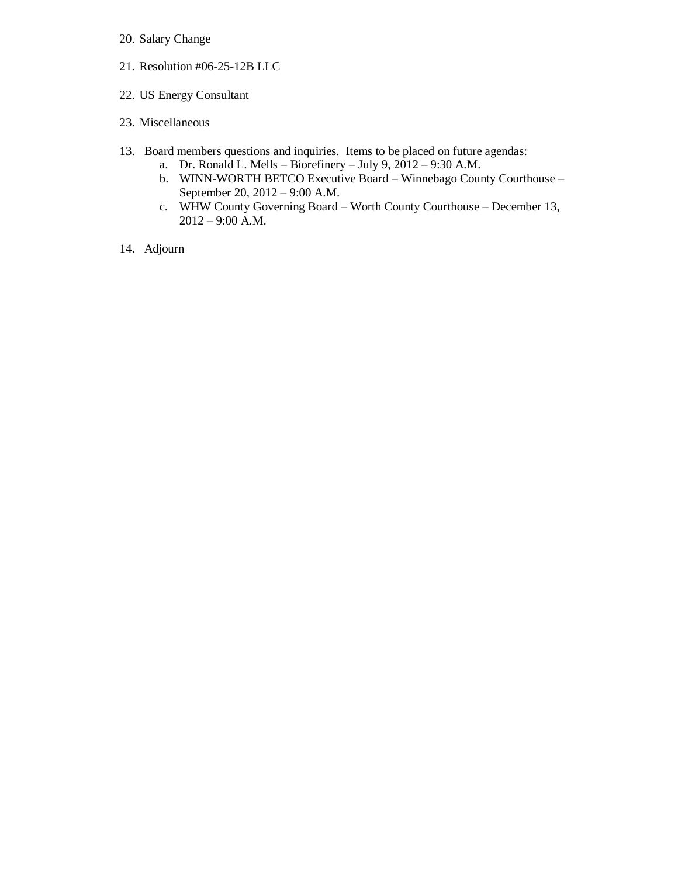20. Salary Change

21. Resolution #06-25-12B LLC

22. US Energy Consultant

23. Miscellaneous

13. Board members questions and inquiries. Items to be placed on future agendas:
    a. Dr. Ronald L. Mells – Biorefinery – July 9, 2012 – 9:30 A.M.
    b. WINN-WORTH BETCO Executive Board – Winnebago County Courthouse – September 20, 2012 – 9:00 A.M.
    c. WHW County Governing Board – Worth County Courthouse – December 13, 2012 – 9:00 A.M.

14. Adjourn